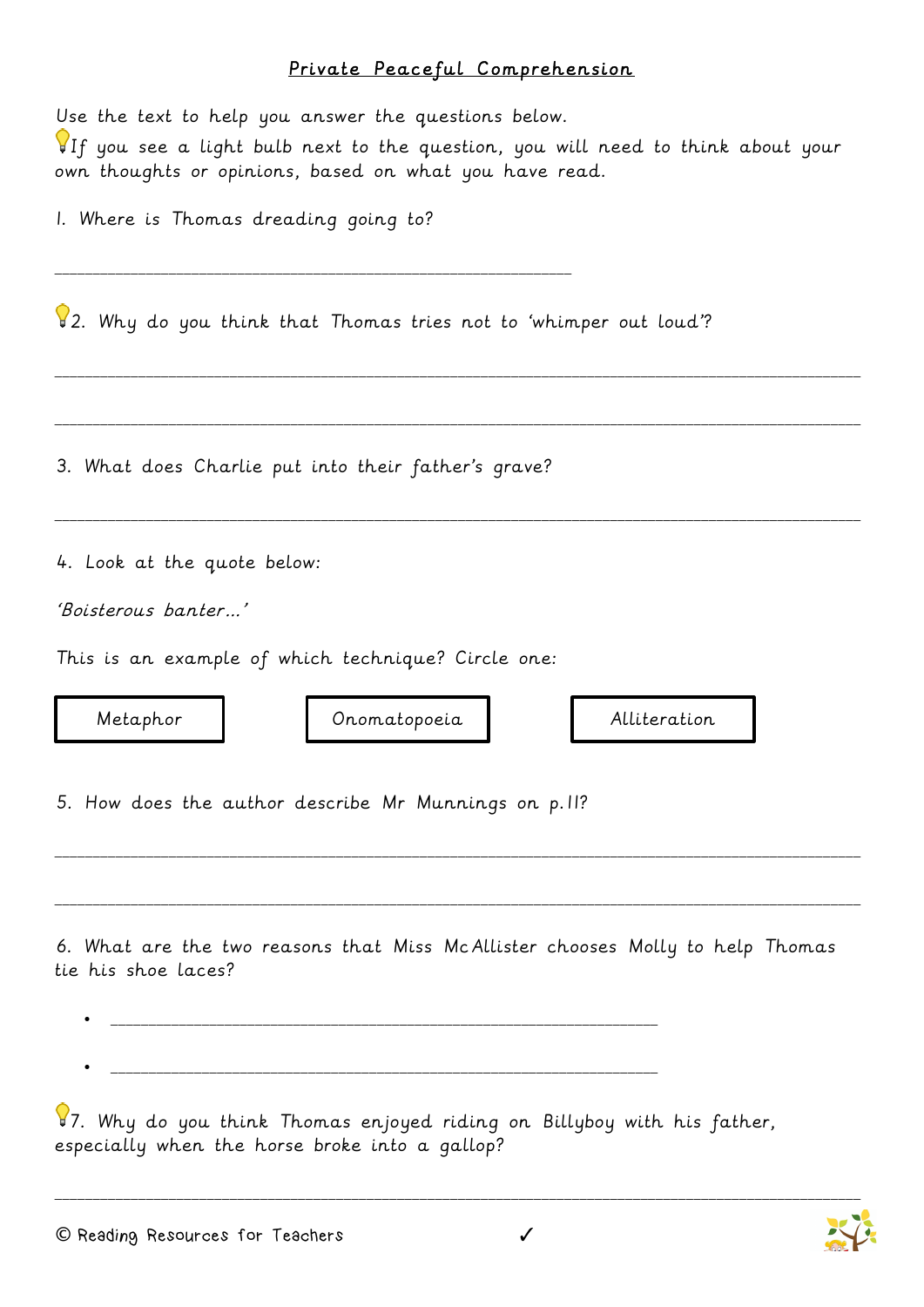# Private Peaceful Comprehension

Use the text to help you answer the questions below.

💡If you see a light bulb next to the question, you will need to think about your own thoughts or opinions, based on what you have read.

1. Where is Thomas dreading going to?

_______________________________________________

💡2. Why do you think that Thomas tries not to 'whimper out loud'?

_______________________________________________

_______________________________________________

3. What does Charlie put into their father's grave?

_______________________________________________

4. Look at the quote below:

*'Boisterous banter…'*

This is an example of which technique? Circle one:

| | | |
|---|---|---|
| Metaphor | Onomatopoeia | Alliteration |

5. How does the author describe Mr Munnings on p.11?

_______________________________________________

_______________________________________________

6. What are the two reasons that Miss McAllister chooses Molly to help Thomas tie his shoe laces?

- _______________________________________________
- _______________________________________________

💡7. Why do you think Thomas enjoyed riding on Billyboy with his father, especially when the horse broke into a gallop?

_______________________________________________

© Reading Resources for Teachers ✓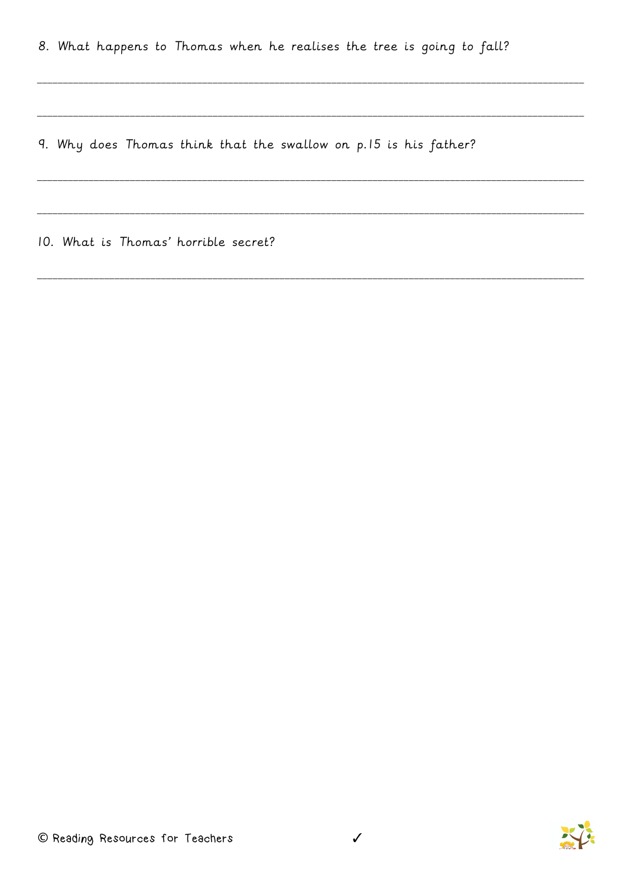8. What happens to Thomas when he realises the tree is going to fall?

_______________________________________________________________________________

_______________________________________________________________________________

9. Why does Thomas think that the swallow on p.15 is his father?

_______________________________________________________________________________

_______________________________________________________________________________

10. What is Thomas' horrible secret?

_______________________________________________________________________________